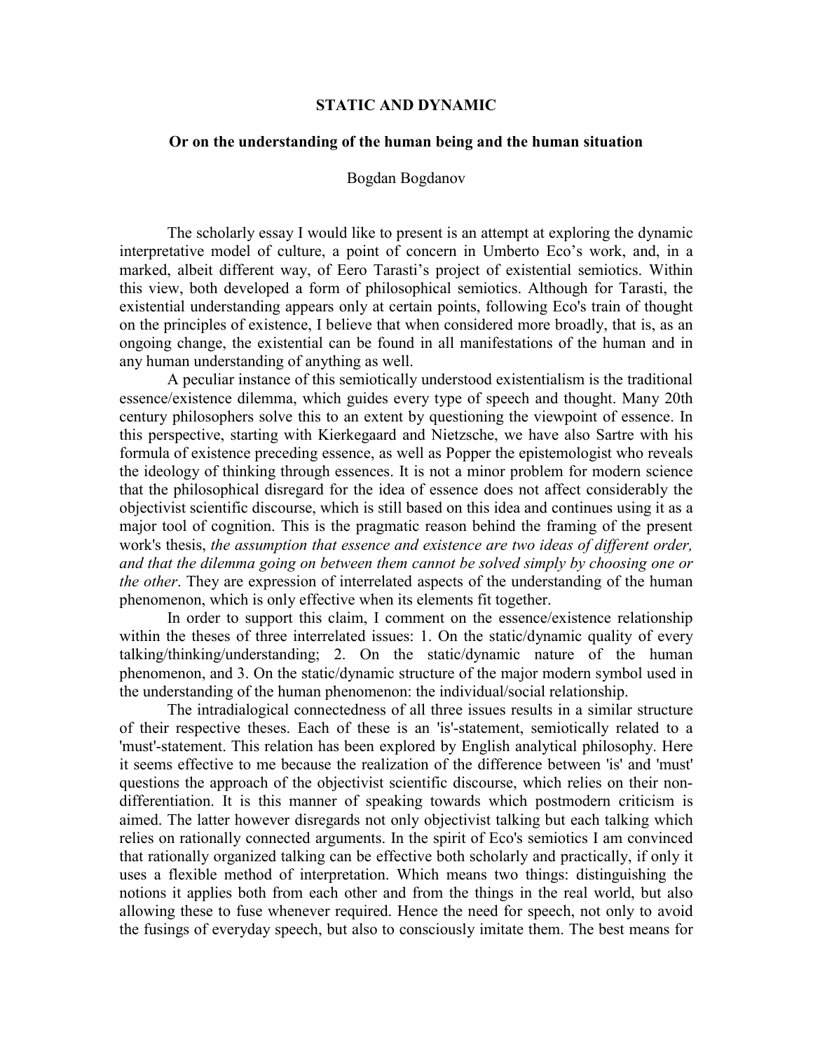# STATIC AND DYNAMIC

## Or on the understanding of the human being and the human situation

Bogdan Bogdanov

The scholarly essay I would like to present is an attempt at exploring the dynamic interpretative model of culture, a point of concern in Umberto Eco's work, and, in a marked, albeit different way, of Eero Tarasti's project of existential semiotics. Within this view, both developed a form of philosophical semiotics. Although for Tarasti, the existential understanding appears only at certain points, following Eco's train of thought on the principles of existence, I believe that when considered more broadly, that is, as an ongoing change, the existential can be found in all manifestations of the human and in any human understanding of anything as well.

A peculiar instance of this semiotically understood existentialism is the traditional essence/existence dilemma, which guides every type of speech and thought. Many 20th century philosophers solve this to an extent by questioning the viewpoint of essence. In this perspective, starting with Kierkegaard and Nietzsche, we have also Sartre with his formula of existence preceding essence, as well as Popper the epistemologist who reveals the ideology of thinking through essences. It is not a minor problem for modern science that the philosophical disregard for the idea of essence does not affect considerably the objectivist scientific discourse, which is still based on this idea and continues using it as a major tool of cognition. This is the pragmatic reason behind the framing of the present work's thesis, *the assumption that essence and existence are two ideas of different order, and that the dilemma going on between them cannot be solved simply by choosing one or the other*. They are expression of interrelated aspects of the understanding of the human phenomenon, which is only effective when its elements fit together.

In order to support this claim, I comment on the essence/existence relationship within the theses of three interrelated issues: 1. On the static/dynamic quality of every talking/thinking/understanding; 2. On the static/dynamic nature of the human phenomenon, and 3. On the static/dynamic structure of the major modern symbol used in the understanding of the human phenomenon: the individual/social relationship.

The intradialogical connectedness of all three issues results in a similar structure of their respective theses. Each of these is an 'is'-statement, semiotically related to a 'must'-statement. This relation has been explored by English analytical philosophy. Here it seems effective to me because the realization of the difference between 'is' and 'must' questions the approach of the objectivist scientific discourse, which relies on their non-differentiation. It is this manner of speaking towards which postmodern criticism is aimed. The latter however disregards not only objectivist talking but each talking which relies on rationally connected arguments. In the spirit of Eco's semiotics I am convinced that rationally organized talking can be effective both scholarly and practically, if only it uses a flexible method of interpretation. Which means two things: distinguishing the notions it applies both from each other and from the things in the real world, but also allowing these to fuse whenever required. Hence the need for speech, not only to avoid the fusings of everyday speech, but also to consciously imitate them. The best means for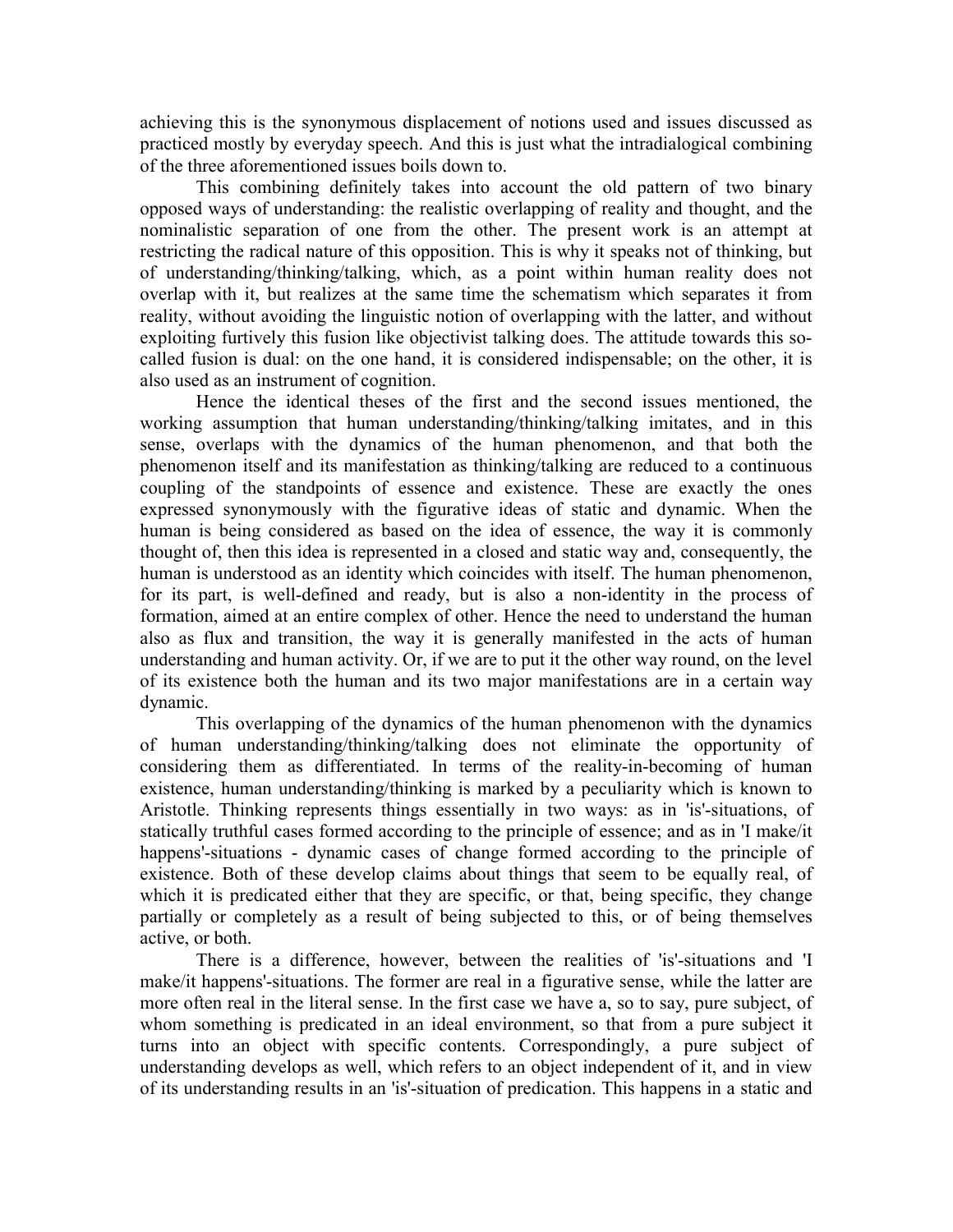achieving this is the synonymous displacement of notions used and issues discussed as practiced mostly by everyday speech. And this is just what the intradialogical combining of the three aforementioned issues boils down to.

This combining definitely takes into account the old pattern of two binary opposed ways of understanding: the realistic overlapping of reality and thought, and the nominalistic separation of one from the other. The present work is an attempt at restricting the radical nature of this opposition. This is why it speaks not of thinking, but of understanding/thinking/talking, which, as a point within human reality does not overlap with it, but realizes at the same time the schematism which separates it from reality, without avoiding the linguistic notion of overlapping with the latter, and without exploiting furtively this fusion like objectivist talking does. The attitude towards this so-called fusion is dual: on the one hand, it is considered indispensable; on the other, it is also used as an instrument of cognition.

Hence the identical theses of the first and the second issues mentioned, the working assumption that human understanding/thinking/talking imitates, and in this sense, overlaps with the dynamics of the human phenomenon, and that both the phenomenon itself and its manifestation as thinking/talking are reduced to a continuous coupling of the standpoints of essence and existence. These are exactly the ones expressed synonymously with the figurative ideas of static and dynamic. When the human is being considered as based on the idea of essence, the way it is commonly thought of, then this idea is represented in a closed and static way and, consequently, the human is understood as an identity which coincides with itself. The human phenomenon, for its part, is well-defined and ready, but is also a non-identity in the process of formation, aimed at an entire complex of other. Hence the need to understand the human also as flux and transition, the way it is generally manifested in the acts of human understanding and human activity. Or, if we are to put it the other way round, on the level of its existence both the human and its two major manifestations are in a certain way dynamic.

This overlapping of the dynamics of the human phenomenon with the dynamics of human understanding/thinking/talking does not eliminate the opportunity of considering them as differentiated. In terms of the reality-in-becoming of human existence, human understanding/thinking is marked by a peculiarity which is known to Aristotle. Thinking represents things essentially in two ways: as in 'is'-situations, of statically truthful cases formed according to the principle of essence; and as in 'I make/it happens'-situations - dynamic cases of change formed according to the principle of existence. Both of these develop claims about things that seem to be equally real, of which it is predicated either that they are specific, or that, being specific, they change partially or completely as a result of being subjected to this, or of being themselves active, or both.

There is a difference, however, between the realities of 'is'-situations and 'I make/it happens'-situations. The former are real in a figurative sense, while the latter are more often real in the literal sense. In the first case we have a, so to say, pure subject, of whom something is predicated in an ideal environment, so that from a pure subject it turns into an object with specific contents. Correspondingly, a pure subject of understanding develops as well, which refers to an object independent of it, and in view of its understanding results in an 'is'-situation of predication. This happens in a static and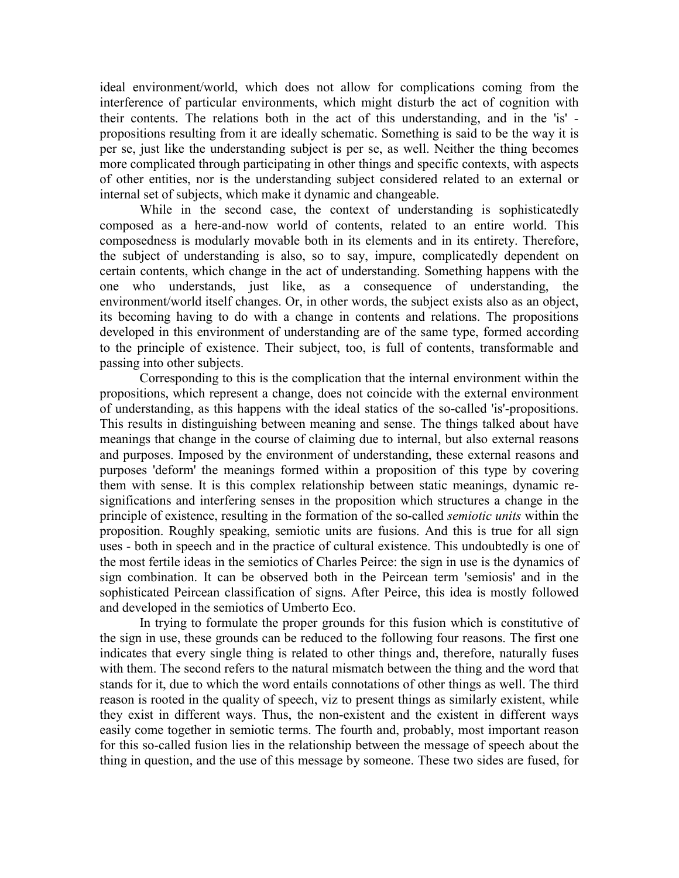ideal environment/world, which does not allow for complications coming from the interference of particular environments, which might disturb the act of cognition with their contents. The relations both in the act of this understanding, and in the 'is' - propositions resulting from it are ideally schematic. Something is said to be the way it is per se, just like the understanding subject is per se, as well. Neither the thing becomes more complicated through participating in other things and specific contexts, with aspects of other entities, nor is the understanding subject considered related to an external or internal set of subjects, which make it dynamic and changeable.

While in the second case, the context of understanding is sophisticatedly composed as a here-and-now world of contents, related to an entire world. This composedness is modularly movable both in its elements and in its entirety. Therefore, the subject of understanding is also, so to say, impure, complicatedly dependent on certain contents, which change in the act of understanding. Something happens with the one who understands, just like, as a consequence of understanding, the environment/world itself changes. Or, in other words, the subject exists also as an object, its becoming having to do with a change in contents and relations. The propositions developed in this environment of understanding are of the same type, formed according to the principle of existence. Their subject, too, is full of contents, transformable and passing into other subjects.

Corresponding to this is the complication that the internal environment within the propositions, which represent a change, does not coincide with the external environment of understanding, as this happens with the ideal statics of the so-called 'is'-propositions. This results in distinguishing between meaning and sense. The things talked about have meanings that change in the course of claiming due to internal, but also external reasons and purposes. Imposed by the environment of understanding, these external reasons and purposes 'deform' the meanings formed within a proposition of this type by covering them with sense. It is this complex relationship between static meanings, dynamic re-significations and interfering senses in the proposition which structures a change in the principle of existence, resulting in the formation of the so-called *semiotic units* within the proposition. Roughly speaking, semiotic units are fusions. And this is true for all sign uses - both in speech and in the practice of cultural existence. This undoubtedly is one of the most fertile ideas in the semiotics of Charles Peirce: the sign in use is the dynamics of sign combination. It can be observed both in the Peircean term 'semiosis' and in the sophisticated Peircean classification of signs. After Peirce, this idea is mostly followed and developed in the semiotics of Umberto Eco.

In trying to formulate the proper grounds for this fusion which is constitutive of the sign in use, these grounds can be reduced to the following four reasons. The first one indicates that every single thing is related to other things and, therefore, naturally fuses with them. The second refers to the natural mismatch between the thing and the word that stands for it, due to which the word entails connotations of other things as well. The third reason is rooted in the quality of speech, viz to present things as similarly existent, while they exist in different ways. Thus, the non-existent and the existent in different ways easily come together in semiotic terms. The fourth and, probably, most important reason for this so-called fusion lies in the relationship between the message of speech about the thing in question, and the use of this message by someone. These two sides are fused, for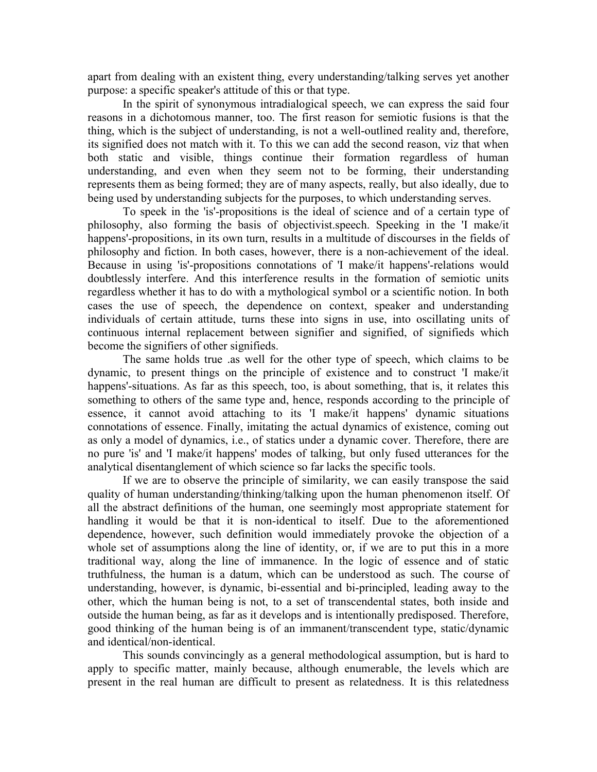apart from dealing with an existent thing, every understanding/talking serves yet another purpose: a specific speaker's attitude of this or that type.

In the spirit of synonymous intradialogical speech, we can express the said four reasons in a dichotomous manner, too. The first reason for semiotic fusions is that the thing, which is the subject of understanding, is not a well-outlined reality and, therefore, its signified does not match with it. To this we can add the second reason, viz that when both static and visible, things continue their formation regardless of human understanding, and even when they seem not to be forming, their understanding represents them as being formed; they are of many aspects, really, but also ideally, due to being used by understanding subjects for the purposes, to which understanding serves.

To speek in the 'is'-propositions is the ideal of science and of a certain type of philosophy, also forming the basis of objectivist.speech. Speaking in the 'I make/it happens'-propositions, in its own turn, results in a multitude of discourses in the fields of philosophy and fiction. In both cases, however, there is a non-achievement of the ideal. Because in using 'is'-propositions connotations of 'I make/it happens'-relations would doubtlessly interfere. And this interference results in the formation of semiotic units regardless whether it has to do with a mythological symbol or a scientific notion. In both cases the use of speech, the dependence on context, speaker and understanding individuals of certain attitude, turns these into signs in use, into oscillating units of continuous internal replacement between signifier and signified, of signifieds which become the signifiers of other signifieds.

The same holds true .as well for the other type of speech, which claims to be dynamic, to present things on the principle of existence and to construct 'I make/it happens'-situations. As far as this speech, too, is about something, that is, it relates this something to others of the same type and, hence, responds according to the principle of essence, it cannot avoid attaching to its 'I make/it happens' dynamic situations connotations of essence. Finally, imitating the actual dynamics of existence, coming out as only a model of dynamics, i.e., of statics under a dynamic cover. Therefore, there are no pure 'is' and 'I make/it happens' modes of talking, but only fused utterances for the analytical disentanglement of which science so far lacks the specific tools.

If we are to observe the principle of similarity, we can easily transpose the said quality of human understanding/thinking/talking upon the human phenomenon itself. Of all the abstract definitions of the human, one seemingly most appropriate statement for handling it would be that it is non-identical to itself. Due to the aforementioned dependence, however, such definition would immediately provoke the objection of a whole set of assumptions along the line of identity, or, if we are to put this in a more traditional way, along the line of immanence. In the logic of essence and of static truthfulness, the human is a datum, which can be understood as such. The course of understanding, however, is dynamic, bi-essential and bi-principled, leading away to the other, which the human being is not, to a set of transcendental states, both inside and outside the human being, as far as it develops and is intentionally predisposed. Therefore, good thinking of the human being is of an immanent/transcendent type, static/dynamic and identical/non-identical.

This sounds convincingly as a general methodological assumption, but is hard to apply to specific matter, mainly because, although enumerable, the levels which are present in the real human are difficult to present as relatedness. It is this relatedness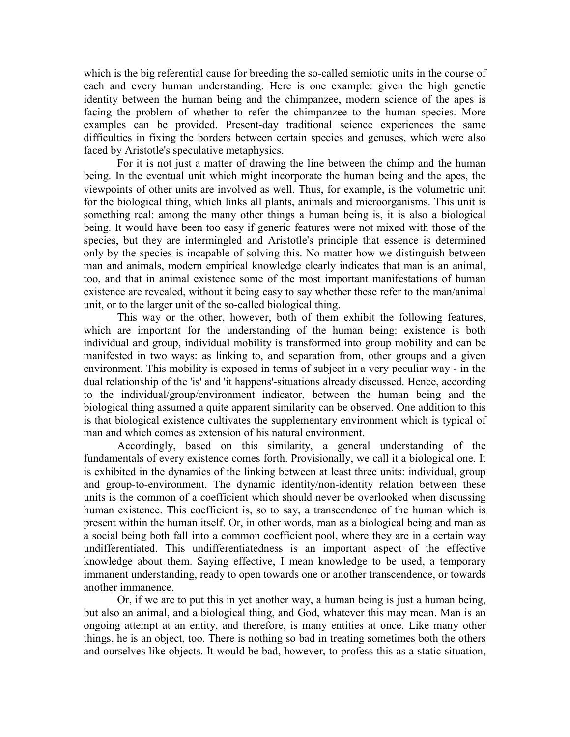which is the big referential cause for breeding the so-called semiotic units in the course of each and every human understanding. Here is one example: given the high genetic identity between the human being and the chimpanzee, modern science of the apes is facing the problem of whether to refer the chimpanzee to the human species. More examples can be provided. Present-day traditional science experiences the same difficulties in fixing the borders between certain species and genuses, which were also faced by Aristotle's speculative metaphysics.

For it is not just a matter of drawing the line between the chimp and the human being. In the eventual unit which might incorporate the human being and the apes, the viewpoints of other units are involved as well. Thus, for example, is the volumetric unit for the biological thing, which links all plants, animals and microorganisms. This unit is something real: among the many other things a human being is, it is also a biological being. It would have been too easy if generic features were not mixed with those of the species, but they are intermingled and Aristotle's principle that essence is determined only by the species is incapable of solving this. No matter how we distinguish between man and animals, modern empirical knowledge clearly indicates that man is an animal, too, and that in animal existence some of the most important manifestations of human existence are revealed, without it being easy to say whether these refer to the man/animal unit, or to the larger unit of the so-called biological thing.

This way or the other, however, both of them exhibit the following features, which are important for the understanding of the human being: existence is both individual and group, individual mobility is transformed into group mobility and can be manifested in two ways: as linking to, and separation from, other groups and a given environment. This mobility is exposed in terms of subject in a very peculiar way - in the dual relationship of the 'is' and 'it happens'-situations already discussed. Hence, according to the individual/group/environment indicator, between the human being and the biological thing assumed a quite apparent similarity can be observed. One addition to this is that biological existence cultivates the supplementary environment which is typical of man and which comes as extension of his natural environment.

Accordingly, based on this similarity, a general understanding of the fundamentals of every existence comes forth. Provisionally, we call it a biological one. It is exhibited in the dynamics of the linking between at least three units: individual, group and group-to-environment. The dynamic identity/non-identity relation between these units is the common of a coefficient which should never be overlooked when discussing human existence. This coefficient is, so to say, a transcendence of the human which is present within the human itself. Or, in other words, man as a biological being and man as a social being both fall into a common coefficient pool, where they are in a certain way undifferentiated. This undifferentiatedness is an important aspect of the effective knowledge about them. Saying effective, I mean knowledge to be used, a temporary immanent understanding, ready to open towards one or another transcendence, or towards another immanence.

Or, if we are to put this in yet another way, a human being is just a human being, but also an animal, and a biological thing, and God, whatever this may mean. Man is an ongoing attempt at an entity, and therefore, is many entities at once. Like many other things, he is an object, too. There is nothing so bad in treating sometimes both the others and ourselves like objects. It would be bad, however, to profess this as a static situation,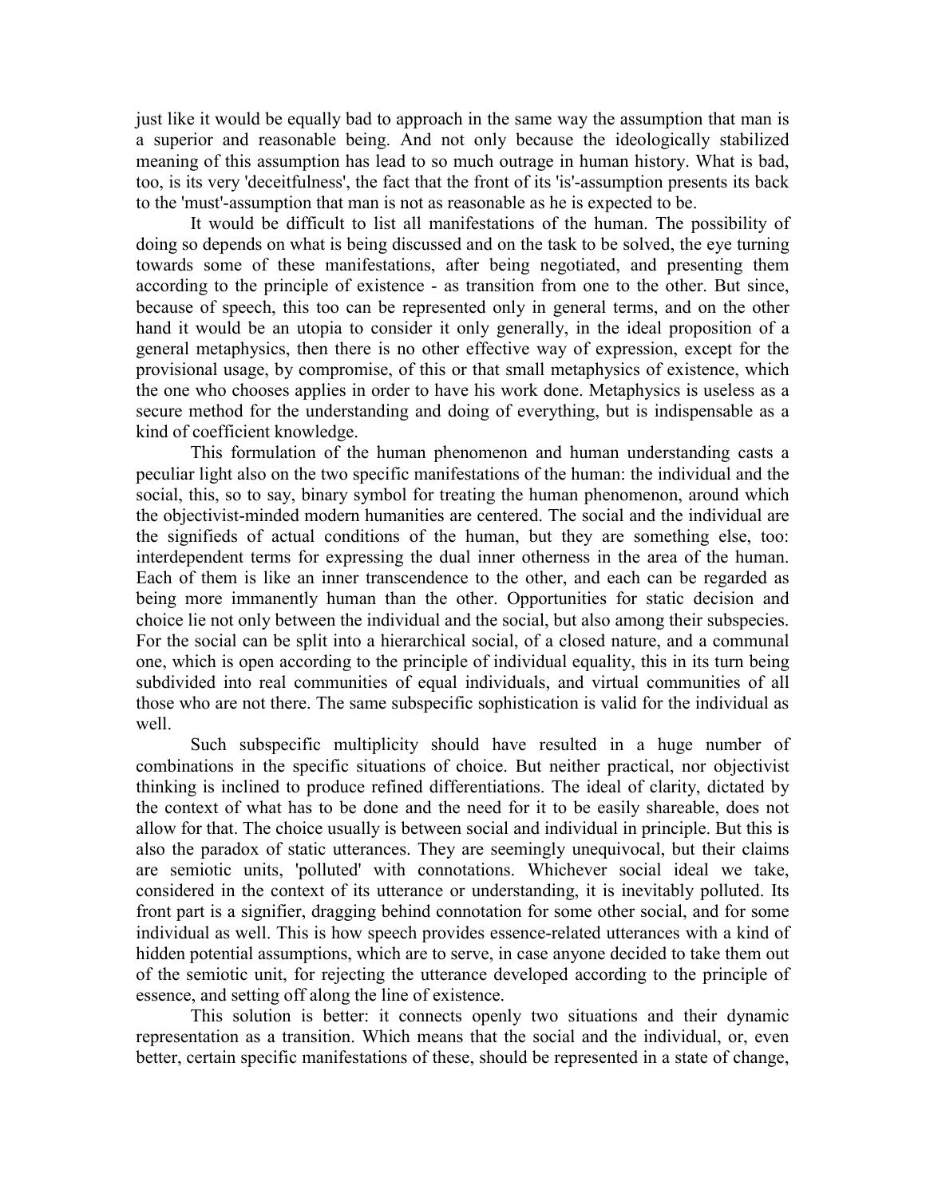just like it would be equally bad to approach in the same way the assumption that man is a superior and reasonable being. And not only because the ideologically stabilized meaning of this assumption has lead to so much outrage in human history. What is bad, too, is its very 'deceitfulness', the fact that the front of its 'is'-assumption presents its back to the 'must'-assumption that man is not as reasonable as he is expected to be.

It would be difficult to list all manifestations of the human. The possibility of doing so depends on what is being discussed and on the task to be solved, the eye turning towards some of these manifestations, after being negotiated, and presenting them according to the principle of existence - as transition from one to the other. But since, because of speech, this too can be represented only in general terms, and on the other hand it would be an utopia to consider it only generally, in the ideal proposition of a general metaphysics, then there is no other effective way of expression, except for the provisional usage, by compromise, of this or that small metaphysics of existence, which the one who chooses applies in order to have his work done. Metaphysics is useless as a secure method for the understanding and doing of everything, but is indispensable as a kind of coefficient knowledge.

This formulation of the human phenomenon and human understanding casts a peculiar light also on the two specific manifestations of the human: the individual and the social, this, so to say, binary symbol for treating the human phenomenon, around which the objectivist-minded modern humanities are centered. The social and the individual are the signifieds of actual conditions of the human, but they are something else, too: interdependent terms for expressing the dual inner otherness in the area of the human. Each of them is like an inner transcendence to the other, and each can be regarded as being more immanently human than the other. Opportunities for static decision and choice lie not only between the individual and the social, but also among their subspecies. For the social can be split into a hierarchical social, of a closed nature, and a communal one, which is open according to the principle of individual equality, this in its turn being subdivided into real communities of equal individuals, and virtual communities of all those who are not there. The same subspecific sophistication is valid for the individual as well.

Such subspecific multiplicity should have resulted in a huge number of combinations in the specific situations of choice. But neither practical, nor objectivist thinking is inclined to produce refined differentiations. The ideal of clarity, dictated by the context of what has to be done and the need for it to be easily shareable, does not allow for that. The choice usually is between social and individual in principle. But this is also the paradox of static utterances. They are seemingly unequivocal, but their claims are semiotic units, 'polluted' with connotations. Whichever social ideal we take, considered in the context of its utterance or understanding, it is inevitably polluted. Its front part is a signifier, dragging behind connotation for some other social, and for some individual as well. This is how speech provides essence-related utterances with a kind of hidden potential assumptions, which are to serve, in case anyone decided to take them out of the semiotic unit, for rejecting the utterance developed according to the principle of essence, and setting off along the line of existence.

This solution is better: it connects openly two situations and their dynamic representation as a transition. Which means that the social and the individual, or, even better, certain specific manifestations of these, should be represented in a state of change,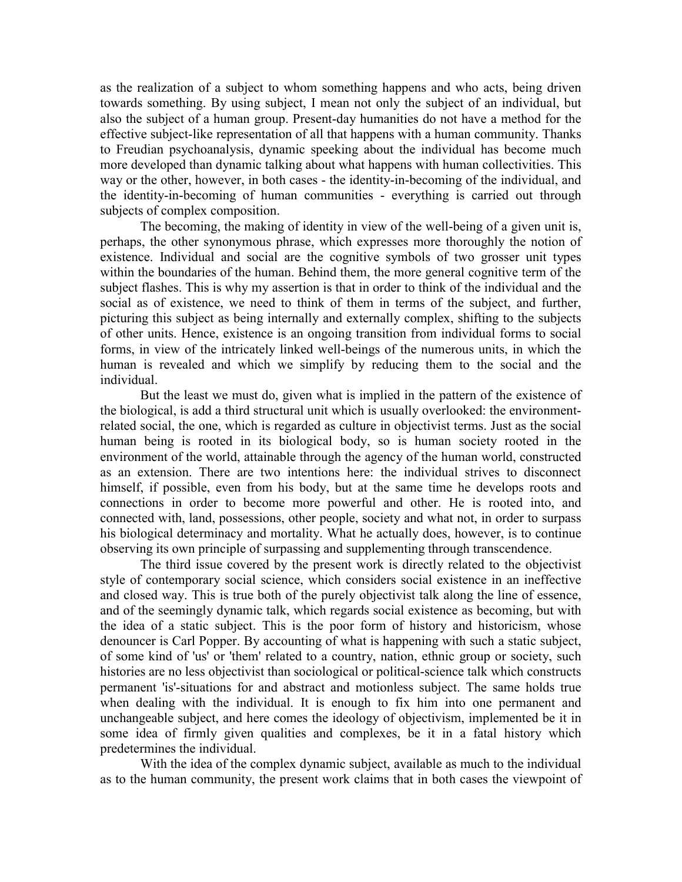as the realization of a subject to whom something happens and who acts, being driven towards something. By using subject, I mean not only the subject of an individual, but also the subject of a human group. Present-day humanities do not have a method for the effective subject-like representation of all that happens with a human community. Thanks to Freudian psychoanalysis, dynamic speeking about the individual has become much more developed than dynamic talking about what happens with human collectivities. This way or the other, however, in both cases - the identity-in-becoming of the individual, and the identity-in-becoming of human communities - everything is carried out through subjects of complex composition.

The becoming, the making of identity in view of the well-being of a given unit is, perhaps, the other synonymous phrase, which expresses more thoroughly the notion of existence. Individual and social are the cognitive symbols of two grosser unit types within the boundaries of the human. Behind them, the more general cognitive term of the subject flashes. This is why my assertion is that in order to think of the individual and the social as of existence, we need to think of them in terms of the subject, and further, picturing this subject as being internally and externally complex, shifting to the subjects of other units. Hence, existence is an ongoing transition from individual forms to social forms, in view of the intricately linked well-beings of the numerous units, in which the human is revealed and which we simplify by reducing them to the social and the individual.

But the least we must do, given what is implied in the pattern of the existence of the biological, is add a third structural unit which is usually overlooked: the environment-related social, the one, which is regarded as culture in objectivist terms. Just as the social human being is rooted in its biological body, so is human society rooted in the environment of the world, attainable through the agency of the human world, constructed as an extension. There are two intentions here: the individual strives to disconnect himself, if possible, even from his body, but at the same time he develops roots and connections in order to become more powerful and other. He is rooted into, and connected with, land, possessions, other people, society and what not, in order to surpass his biological determinacy and mortality. What he actually does, however, is to continue observing its own principle of surpassing and supplementing through transcendence.

The third issue covered by the present work is directly related to the objectivist style of contemporary social science, which considers social existence in an ineffective and closed way. This is true both of the purely objectivist talk along the line of essence, and of the seemingly dynamic talk, which regards social existence as becoming, but with the idea of a static subject. This is the poor form of history and historicism, whose denouncer is Carl Popper. By accounting of what is happening with such a static subject, of some kind of 'us' or 'them' related to a country, nation, ethnic group or society, such histories are no less objectivist than sociological or political-science talk which constructs permanent 'is'-situations for and abstract and motionless subject. The same holds true when dealing with the individual. It is enough to fix him into one permanent and unchangeable subject, and here comes the ideology of objectivism, implemented be it in some idea of firmly given qualities and complexes, be it in a fatal history which predetermines the individual.

With the idea of the complex dynamic subject, available as much to the individual as to the human community, the present work claims that in both cases the viewpoint of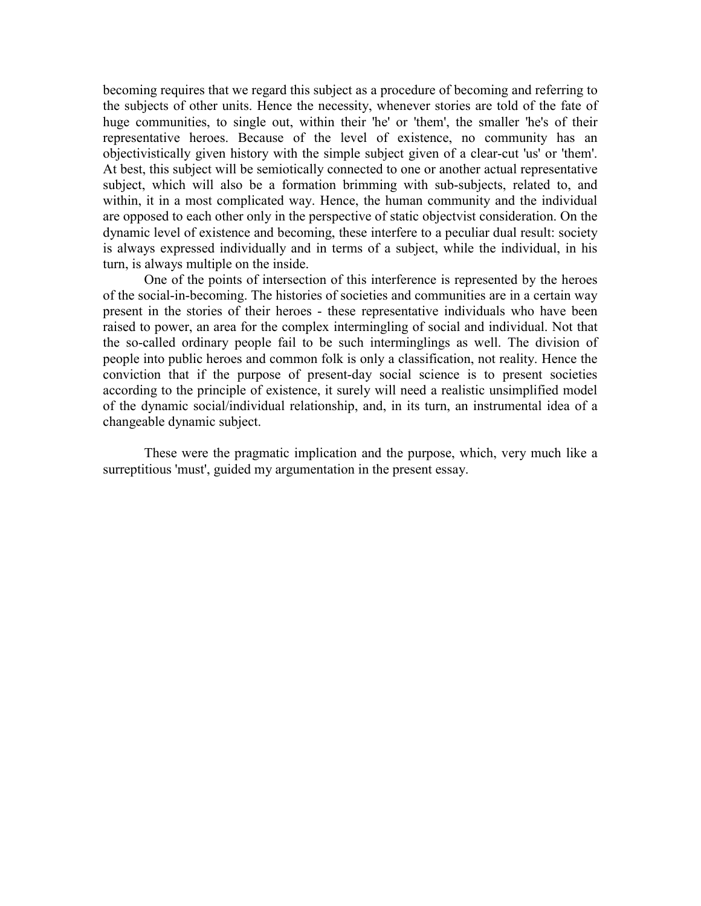becoming requires that we regard this subject as a procedure of becoming and referring to the subjects of other units. Hence the necessity, whenever stories are told of the fate of huge communities, to single out, within their 'he' or 'them', the smaller 'he's of their representative heroes. Because of the level of existence, no community has an objectivistically given history with the simple subject given of a clear-cut 'us' or 'them'. At best, this subject will be semiotically connected to one or another actual representative subject, which will also be a formation brimming with sub-subjects, related to, and within, it in a most complicated way. Hence, the human community and the individual are opposed to each other only in the perspective of static objectvist consideration. On the dynamic level of existence and becoming, these interfere to a peculiar dual result: society is always expressed individually and in terms of a subject, while the individual, in his turn, is always multiple on the inside.

One of the points of intersection of this interference is represented by the heroes of the social-in-becoming. The histories of societies and communities are in a certain way present in the stories of their heroes - these representative individuals who have been raised to power, an area for the complex intermingling of social and individual. Not that the so-called ordinary people fail to be such interminglings as well. The division of people into public heroes and common folk is only a classification, not reality. Hence the conviction that if the purpose of present-day social science is to present societies according to the principle of existence, it surely will need a realistic unsimplified model of the dynamic social/individual relationship, and, in its turn, an instrumental idea of a changeable dynamic subject.

These were the pragmatic implication and the purpose, which, very much like a surreptitious 'must', guided my argumentation in the present essay.